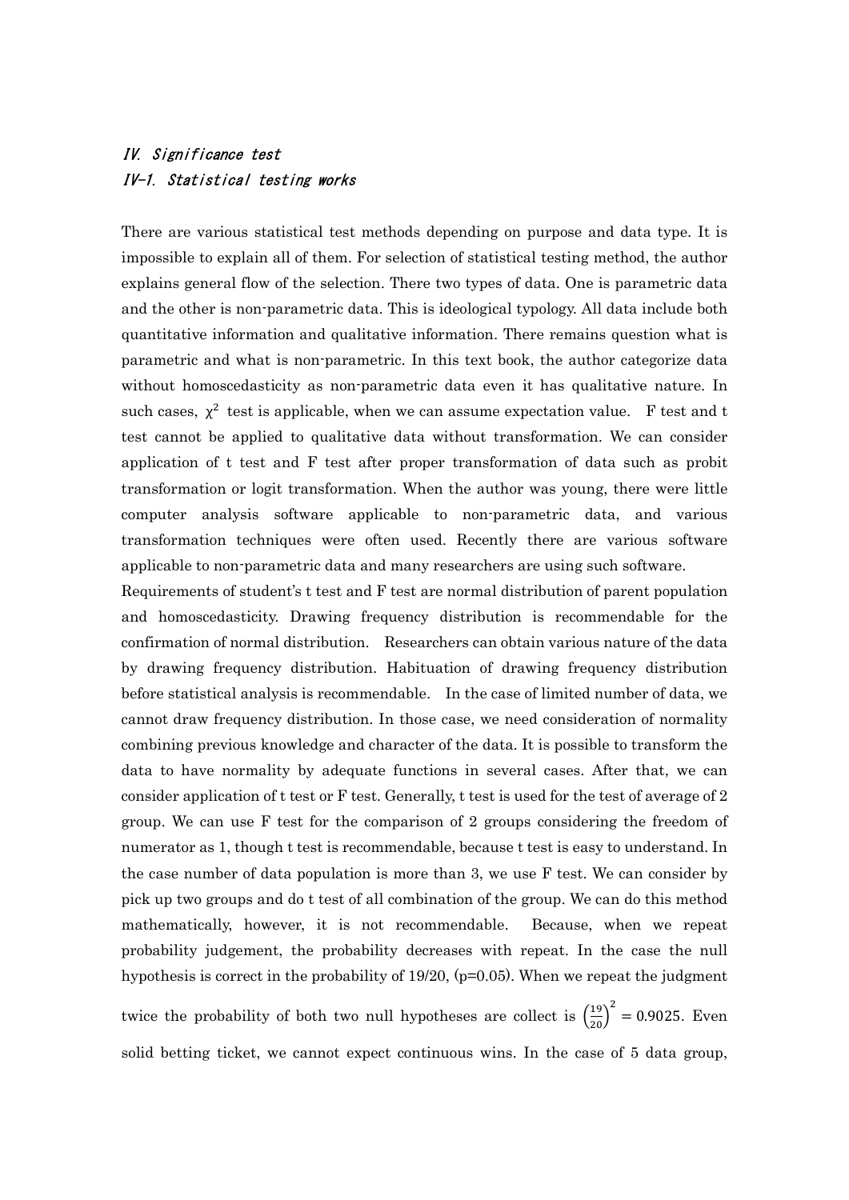## *IV. Significance test*

### *IV-1. Statistical testing works*

There are various statistical test methods depending on purpose and data type. It is impossible to explain all of them. For selection of statistical testing method, the author explains general flow of the selection. There two types of data. One is parametric data and the other is non-parametric data. This is ideological typology. All data include both quantitative information and qualitative information. There remains question what is parametric and what is non-parametric. In this text book, the author categorize data without homoscedasticity as non-parametric data even it has qualitative nature. In such cases, $\chi^2$ test is applicable, when we can assume expectation value. F test and t test cannot be applied to qualitative data without transformation. We can consider application of t test and F test after proper transformation of data such as probit transformation or logit transformation. When the author was young, there were little computer analysis software applicable to non-parametric data, and various transformation techniques were often used. Recently there are various software applicable to non-parametric data and many researchers are using such software.

Requirements of student's t test and F test are normal distribution of parent population and homoscedasticity. Drawing frequency distribution is recommendable for the confirmation of normal distribution. Researchers can obtain various nature of the data by drawing frequency distribution. Habituation of drawing frequency distribution before statistical analysis is recommendable. In the case of limited number of data, we cannot draw frequency distribution. In those case, we need consideration of normality combining previous knowledge and character of the data. It is possible to transform the data to have normality by adequate functions in several cases. After that, we can consider application of t test or F test. Generally, t test is used for the test of average of 2 group. We can use F test for the comparison of 2 groups considering the freedom of numerator as 1, though t test is recommendable, because t test is easy to understand. In the case number of data population is more than 3, we use F test. We can consider by pick up two groups and do t test of all combination of the group. We can do this method mathematically, however, it is not recommendable. Because, when we repeat probability judgement, the probability decreases with repeat. In the case the null hypothesis is correct in the probability of 19/20, (p=0.05). When we repeat the judgment twice the probability of both two null hypotheses are collect is $\left(\frac{19}{20}\right)^2 = 0.9025$. Even solid betting ticket, we cannot expect continuous wins. In the case of 5 data group,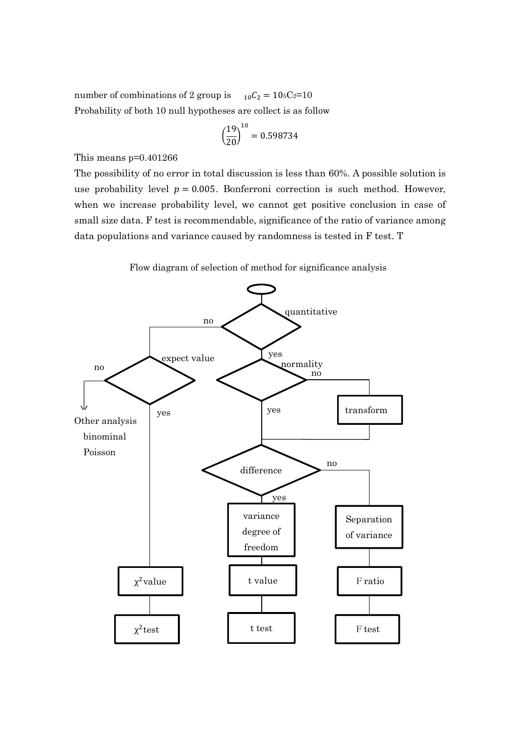number of combinations of 2 group is $_{10}C_2 = 10_5C_2=10$

Probability of both 10 null hypotheses are collect is as follow

$$\left(\frac{19}{20}\right)^{10} = 0.598734$$

This means p=0.401266

The possibility of no error in total discussion is less than 60%. A possible solution is use probability level $p = 0.005$. Bonferroni correction is such method. However, when we increase probability level, we cannot get positive conclusion in case of small size data. F test is recommendable, significance of the ratio of variance among data populations and variance caused by randomness is tested in F test. T

Flow diagram of selection of method for significance analysis

quantitative
no
yes
expect value
no
normality
no
yes
transform
Other analysis
binominal
Poisson
yes
difference
no
yes
variance
degree of
freedom
Separation
of variance
$\chi^2$value
t value
F ratio
$\chi^2$test
t test
F test